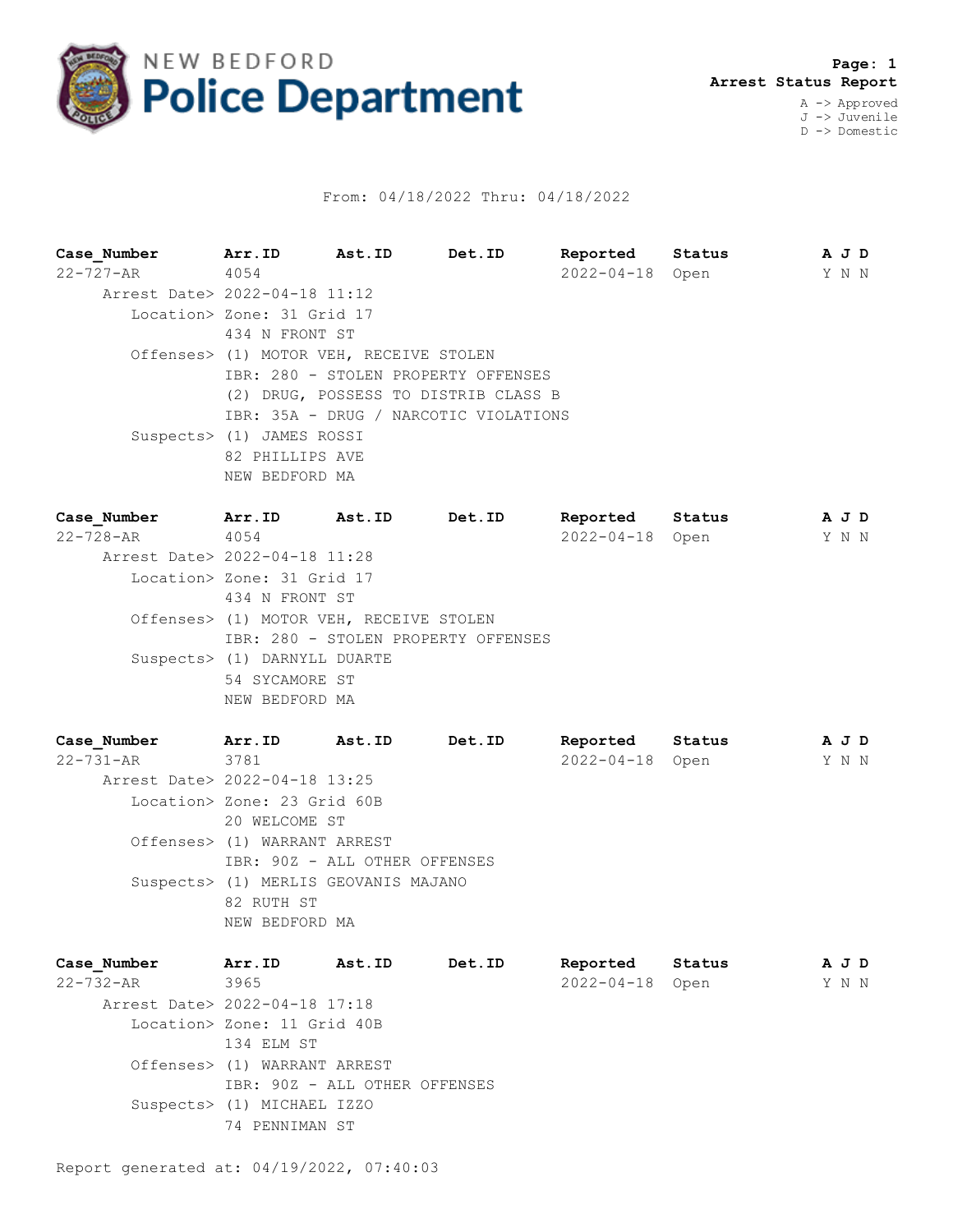# NEW BEDFORD Police Department

**Arrest Status Report**

A -> Approved
J -> Juvenile
D -> Domestic

From: 04/18/2022 Thru: 04/18/2022

| Case_Number | Arr.ID | Ast.ID | Det.ID | Reported | Status | A J D |
|---|---|---|---|---|---|---|
| 22-727-AR | 4054 | | | 2022-04-18 | Open | Y N N |

Arrest Date> 2022-04-18 11:12
Location> Zone: 31 Grid 17
434 N FRONT ST
Offenses> (1) MOTOR VEH, RECEIVE STOLEN
IBR: 280 - STOLEN PROPERTY OFFENSES
(2) DRUG, POSSESS TO DISTRIB CLASS B
IBR: 35A - DRUG / NARCOTIC VIOLATIONS
Suspects> (1) JAMES ROSSI
82 PHILLIPS AVE
NEW BEDFORD MA

| Case_Number | Arr.ID | Ast.ID | Det.ID | Reported | Status | A J D |
|---|---|---|---|---|---|---|
| 22-728-AR | 4054 | | | 2022-04-18 | Open | Y N N |

Arrest Date> 2022-04-18 11:28
Location> Zone: 31 Grid 17
434 N FRONT ST
Offenses> (1) MOTOR VEH, RECEIVE STOLEN
IBR: 280 - STOLEN PROPERTY OFFENSES
Suspects> (1) DARNYLL DUARTE
54 SYCAMORE ST
NEW BEDFORD MA

| Case_Number | Arr.ID | Ast.ID | Det.ID | Reported | Status | A J D |
|---|---|---|---|---|---|---|
| 22-731-AR | 3781 | | | 2022-04-18 | Open | Y N N |

Arrest Date> 2022-04-18 13:25
Location> Zone: 23 Grid 60B
20 WELCOME ST
Offenses> (1) WARRANT ARREST
IBR: 90Z - ALL OTHER OFFENSES
Suspects> (1) MERLIS GEOVANIS MAJANO
82 RUTH ST
NEW BEDFORD MA

| Case_Number | Arr.ID | Ast.ID | Det.ID | Reported | Status | A J D |
|---|---|---|---|---|---|---|
| 22-732-AR | 3965 | | | 2022-04-18 | Open | Y N N |

Arrest Date> 2022-04-18 17:18
Location> Zone: 11 Grid 40B
134 ELM ST
Offenses> (1) WARRANT ARREST
IBR: 90Z - ALL OTHER OFFENSES
Suspects> (1) MICHAEL IZZO
74 PENNIMAN ST

Report generated at: 04/19/2022, 07:40:03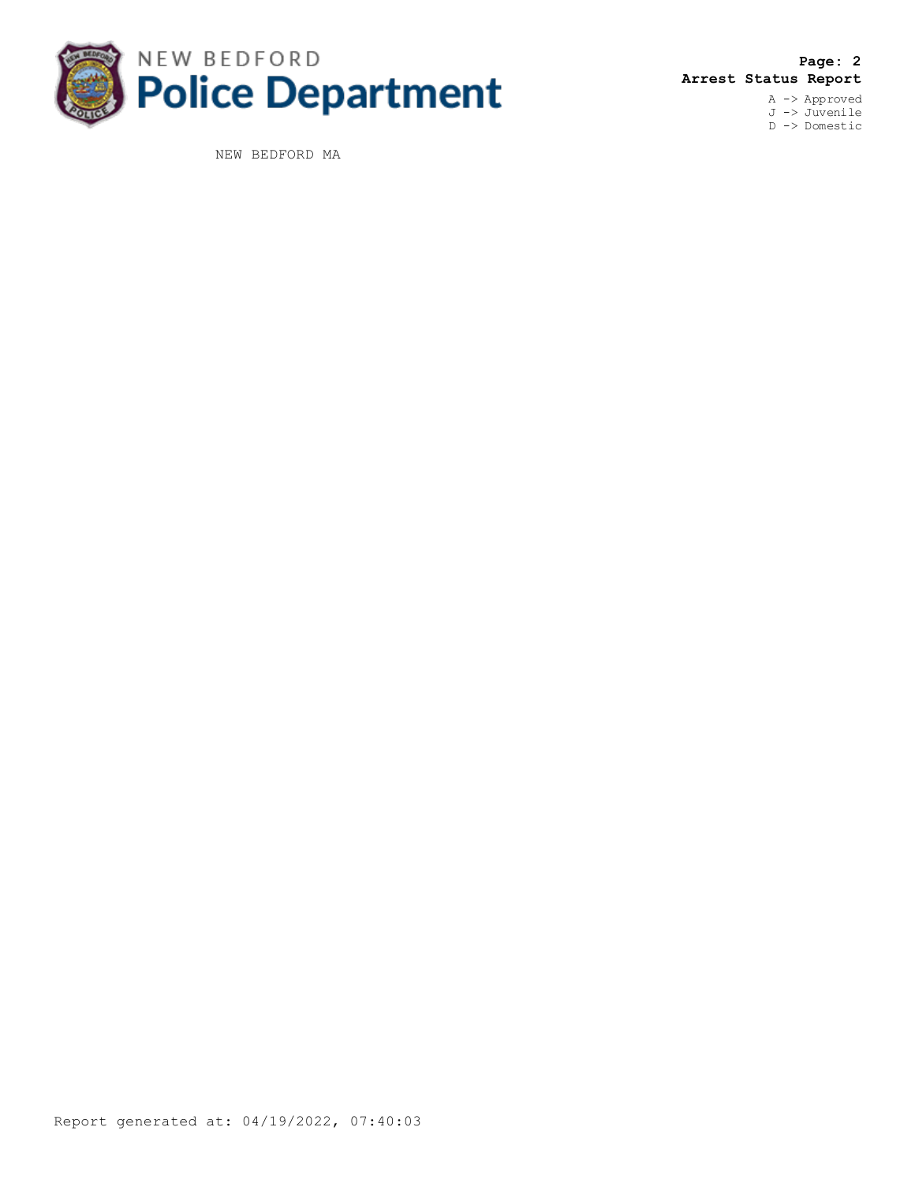# NEW BEDFORD Police Department

**Arrest Status Report**

A -> Approved
J -> Juvenile
D -> Domestic

NEW BEDFORD MA

Report generated at: 04/19/2022, 07:40:03